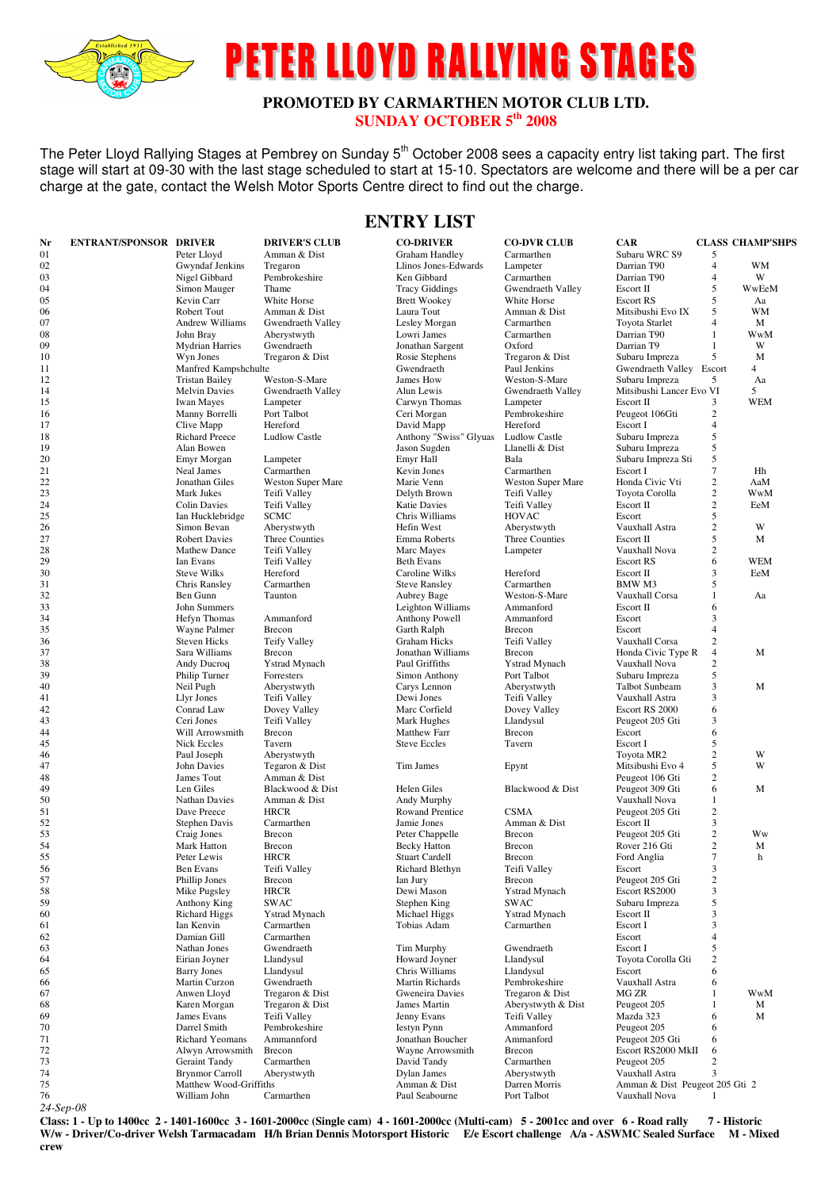# PETER LLOYD RALLYING STAGES

**PROMOTED BY CARMARTHEN MOTOR CLUB LTD.**

**SUNDAY OCTOBER 5th 2008**

The Peter Lloyd Rallying Stages at Pembrey on Sunday 5th October 2008 sees a capacity entry list taking part. The first stage will start at 09-30 with the last stage scheduled to start at 15-10. Spectators are welcome and there will be a per car charge at the gate, contact the Welsh Motor Sports Centre direct to find out the charge.

## ENTRY LIST

| Nr | ENTRANT/SPONSOR | DRIVER | DRIVER'S CLUB | CO-DRIVER | CO-DVR CLUB | CAR | CLASS | CHAMP'SHPS |
|---|---|---|---|---|---|---|---|---|
| 01 | | Peter Lloyd | Amman & Dist | Graham Handley | Carmarthen | Subaru WRC S9 | 5 | |
| 02 | | Gwyndaf Jenkins | Tregaron | Llinos Jones-Edwards | Lampeter | Darrian T90 | 4 | WM |
| 03 | | Nigel Gibbard | Pembrokeshire | Ken Gibbard | Carmarthen | Darrian T90 | 4 | W |
| 04 | | Simon Mauger | Thame | Tracy Giddings | Gwendraeth Valley | Escort II | 5 | WwEeM |
| 05 | | Kevin Carr | White Horse | Brett Wookey | White Horse | Escort RS | 5 | Aa |
| 06 | | Robert Tout | Amman & Dist | Laura Tout | Amman & Dist | Mitsibushi Evo IX | 5 | WM |
| 07 | | Andrew Williams | Gwendraeth Valley | Lesley Morgan | Carmarthen | Toyota Starlet | 4 | M |
| 08 | | John Bray | Aberystwyth | Lowri James | Carmarthen | Darrian T90 | 1 | WwM |
| 09 | | Mydrian Harries | Gwendraeth | Jonathan Sargent | Oxford | Darrian T9 | 1 | W |
| 10 | | Wyn Jones | Tregaron & Dist | Rosie Stephens | Tregaron & Dist | Subaru Impreza | 5 | M |
| 11 | | Manfred Kampshchulte | | Gwendraeth | Paul Jenkins | Gwendraeth Valley | Escort | 4 |
| 12 | | Tristan Bailey | Weston-S-Mare | James How | Weston-S-Mare | Subaru Impreza | 5 | Aa |
| 14 | | Melvin Davies | Gwendraeth Valley | Alun Lewis | Gwendraeth Valley | Mitsibushi Lancer Evo VI | 5 | |
| 15 | | Iwan Mayes | Lampeter | Carwyn Thomas | Lampeter | Escort II | 3 | WEM |
| 16 | | Manny Borrelli | Port Talbot | Ceri Morgan | Pembrokeshire | Peugeot 106Gti | 2 | |
| 17 | | Clive Mapp | Hereford | David Mapp | Hereford | Escort I | 4 | |
| 18 | | Richard Preece | Ludlow Castle | Anthony "Swiss" Glyuas | Ludlow Castle | Subaru Impreza | 5 | |
| 19 | | Alan Bowen | | Jason Sugden | Llanelli & Dist | Subaru Impreza | 5 | |
| 20 | | Emyr Morgan | Lampeter | Emyr Hall | Bala | Subaru Impreza Sti | 5 | |
| 21 | | Neal James | Carmarthen | Kevin Jones | Carmarthen | Escort I | 7 | Hh |
| 22 | | Jonathan Giles | Weston Super Mare | Marie Venn | Weston Super Mare | Honda Civic Vti | 2 | AaM |
| 23 | | Mark Jukes | Teifi Valley | Delyth Brown | Teifi Valley | Toyota Corolla | 2 | WwM |
| 24 | | Colin Davies | Teifi Valley | Katie Davies | Teifi Valley | Escort II | 2 | EeM |
| 25 | | Ian Hucklebridge | SCMC | Chris Williams | HOVAC | Escort | 5 | |
| 26 | | Simon Bevan | Aberystwyth | Hefin West | Aberystwyth | Vauxhall Astra | 2 | W |
| 27 | | Robert Davies | Three Counties | Emma Roberts | Three Counties | Escort II | 5 | M |
| 28 | | Mathew Dance | Teifi Valley | Marc Mayes | Lampeter | Vauxhall Nova | 2 | |
| 29 | | Ian Evans | Teifi Valley | Beth Evans | | Escort RS | 6 | WEM |
| 30 | | Steve Wilks | Hereford | Caroline Wilks | Hereford | Escort II | 3 | EeM |
| 31 | | Chris Ransley | Carmarthen | Steve Ransley | Carmarthen | BMW M3 | 5 | |
| 32 | | Ben Gunn | Taunton | Aubrey Bage | Weston-S-Mare | Vauxhall Corsa | 1 | Aa |
| 33 | | John Summers | | Leighton Williams | Ammanford | Escort II | 6 | |
| 34 | | Hefyn Thomas | Ammanford | Anthony Powell | Ammanford | Escort | 3 | |
| 35 | | Wayne Palmer | Brecon | Garth Ralph | Brecon | Escort | 4 | |
| 36 | | Steven Hicks | Teify Valley | Graham Hicks | Teifi Valley | Vauxhall Corsa | 2 | |
| 37 | | Sara Williams | Brecon | Jonathan Williams | Brecon | Honda Civic Type R | 4 | M |
| 38 | | Andy Ducroq | Ystrad Mynach | Paul Griffiths | Ystrad Mynach | Vauxhall Nova | 2 | |
| 39 | | Philip Turner | Foresters | Simon Anthony | Port Talbot | Subaru Impreza | 5 | |
| 40 | | Neil Pugh | Aberystwyth | Carys Lennon | Aberystwyth | Talbot Sunbeam | 3 | M |
| 41 | | Llyr Jones | Teifi Valley | Dewi Jones | Teifi Valley | Vauxhall Astra | 3 | |
| 42 | | Conrad Law | Dovey Valley | Marc Corfield | Dovey Valley | Escort RS 2000 | 6 | |
| 43 | | Ceri Jones | Teifi Valley | Mark Hughes | Llandysul | Peugeot 205 Gti | 3 | |
| 44 | | Will Arrowsmith | Brecon | Matthew Farr | Brecon | Escort | 6 | |
| 45 | | Nick Eccles | Tavern | Steve Eccles | Tavern | Escort I | 5 | |
| 46 | | Paul Joseph | Aberystwyth | | | Toyota MR2 | 2 | W |
| 47 | | John Davies | Tegaron & Dist | Tim James | Epynt | Mitsibushi Evo 4 | 5 | W |
| 48 | | James Tout | Amman & Dist | | | Peugeot 106 Gti | 2 | |
| 49 | | Len Giles | Blackwood & Dist | Helen Giles | Blackwood & Dist | Peugeot 309 Gti | 6 | M |
| 50 | | Nathan Davies | Amman & Dist | Andy Murphy | | Vauxhall Nova | 1 | |
| 51 | | Dave Preece | HRCR | Rowand Prentice | CSMA | Peugeot 205 Gti | 2 | |
| 52 | | Stephen Davis | Carmarthen | Jamie Jones | Amman & Dist | Escort II | 3 | |
| 53 | | Craig Jones | Brecon | Peter Chappelle | Brecon | Peugeot 205 Gti | 2 | Ww |
| 54 | | Mark Hatton | Brecon | Becky Hatton | Brecon | Rover 216 Gti | 2 | M |
| 55 | | Peter Lewis | HRCR | Stuart Cardell | Brecon | Ford Anglia | 7 | h |
| 56 | | Ben Evans | Teifi Valley | Richard Blethyn | Teifi Valley | Escort | 3 | |
| 57 | | Phillip Jones | Brecon | Ian Jury | Brecon | Peugeot 205 Gti | 2 | |
| 58 | | Mike Pugsley | HRCR | Dewi Mason | Ystrad Mynach | Escort RS2000 | 3 | |
| 59 | | Anthony King | SWAC | Stephen King | SWAC | Subaru Impreza | 5 | |
| 60 | | Richard Higgs | Ystrad Mynach | Michael Higgs | Ystrad Mynach | Escort II | 3 | |
| 61 | | Ian Kenvin | Carmarthen | Tobias Adam | Carmarthen | Escort I | 3 | |
| 62 | | Damian Gill | Carmarthen | | | Escort | 4 | |
| 63 | | Nathan Jones | Gwendraeth | Tim Murphy | Gwendraeth | Escort I | 5 | |
| 64 | | Eirian Joyner | Llandysul | Howard Joyner | Llandysul | Toyota Corolla Gti | 2 | |
| 65 | | Barry Jones | Llandysul | Chris Williams | Llandysul | Escort | 6 | |
| 66 | | Martin Curzon | Gwendraeth | Martin Richards | Pembrokeshire | Vauxhall Astra | 6 | |
| 67 | | Anwen Lloyd | Tregaron & Dist | Gweneira Davies | Tregaron & Dist | MG ZR | 1 | WwM |
| 68 | | Karen Morgan | Tregaron & Dist | James Martin | Aberystwyth & Dist | Peugeot 205 | 1 | M |
| 69 | | James Evans | Teifi Valley | Jenny Evans | Teifi Valley | Mazda 323 | 6 | M |
| 70 | | Darrel Smith | Pembrokeshire | Iestyn Pynn | Ammanford | Peugeot 205 | 6 | |
| 71 | | Richard Yeomans | Ammannford | Jonathan Boucher | Ammanford | Peugeot 205 Gti | 6 | |
| 72 | | Alwyn Arrowsmith | Brecon | Wayne Arrowsmith | Brecon | Escort RS2000 MkII | 6 | |
| 73 | | Geraint Tandy | Carmarthen | David Tandy | Carmarthen | Peugeot 205 | 2 | |
| 74 | | Brynmor Carroll | Aberystwyth | Dylan James | Aberystwyth | Vauxhall Astra | 3 | |
| 75 | | Matthew Wood-Griffiths | | Amman & Dist | Darren Morris | Amman & Dist | Peugeot 205 Gti | 2 |
| 76 | | William John | Carmarthen | Paul Seabourne | Port Talbot | Vauxhall Nova | 1 | |

*24-Sep-08*

**Class: 1 - Up to 1400cc 2 - 1401-1600cc 3 - 1601-2000cc (Single cam) 4 - 1601-2000cc (Multi-cam) 5 - 2001cc and over 6 - Road rally 7 - Historic W/w - Driver/Co-driver Welsh Tarmacadam H/h Brian Dennis Motorsport Historic E/e Escort challenge A/a - ASWMC Sealed Surface M - Mixed crew**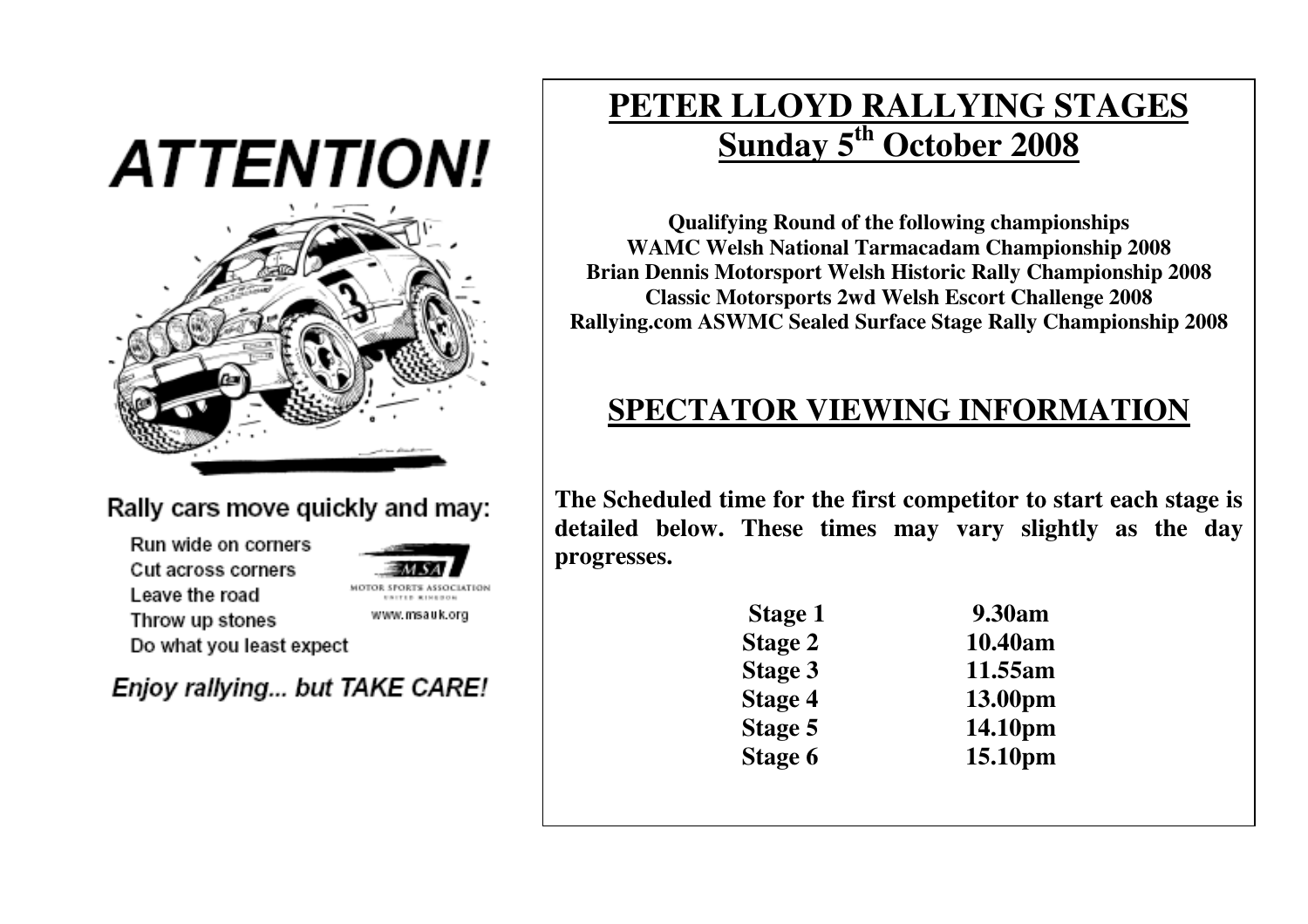# ATTENTION!

Rally cars move quickly and may:

- Run wide on corners
- Cut across corners
- Leave the road
- Throw up stones
- Do what you least expect

MSA
MOTOR SPORTS ASSOCIATION
UNITED KINGDOM
www.msauk.org

*Enjoy rallying... but TAKE CARE!*

# PETER LLOYD RALLYING STAGES
## Sunday 5th October 2008

**Qualifying Round of the following championships**
**WAMC Welsh National Tarmacadam Championship 2008**
**Brian Dennis Motorsport Welsh Historic Rally Championship 2008**
**Classic Motorsports 2wd Welsh Escort Challenge 2008**
**Rallying.com ASWMC Sealed Surface Stage Rally Championship 2008**

## SPECTATOR VIEWING INFORMATION

**The Scheduled time for the first competitor to start each stage is detailed below. These times may vary slightly as the day progresses.**

| | |
|---|---|
| **Stage 1** | **9.30am** |
| **Stage 2** | **10.40am** |
| **Stage 3** | **11.55am** |
| **Stage 4** | **13.00pm** |
| **Stage 5** | **14.10pm** |
| **Stage 6** | **15.10pm** |